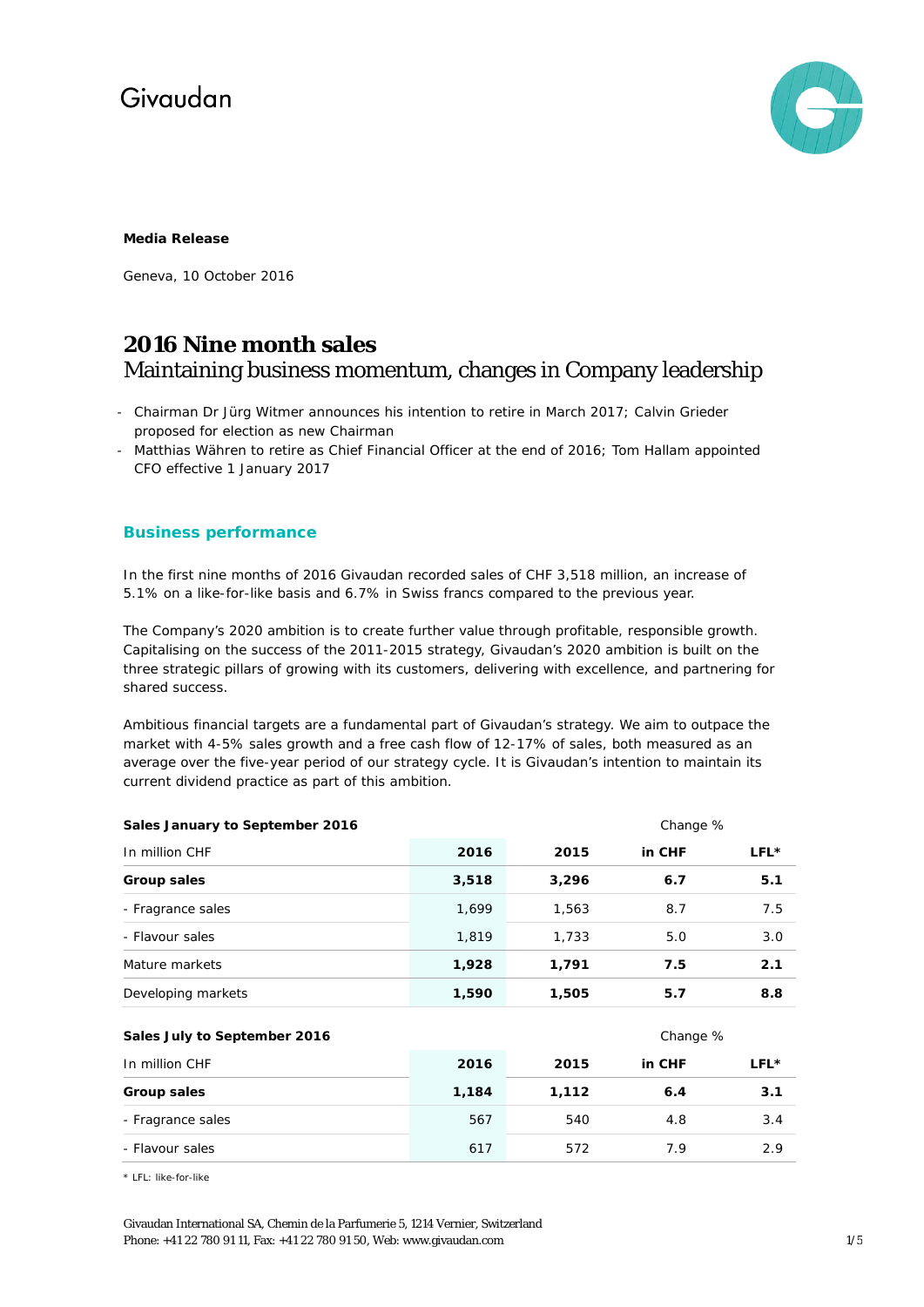Givaudan

**Media Release**

Geneva, 10 October 2016

# 2016 Nine month sales

## Maintaining business momentum, changes in Company leadership

- Chairman Dr Jürg Witmer announces his intention to retire in March 2017; Calvin Grieder proposed for election as new Chairman
- Matthias Währen to retire as Chief Financial Officer at the end of 2016; Tom Hallam appointed CFO effective 1 January 2017

### Business performance

In the first nine months of 2016 Givaudan recorded sales of CHF 3,518 million, an increase of 5.1% on a like-for-like basis and 6.7% in Swiss francs compared to the previous year.

The Company's 2020 ambition is to create further value through profitable, responsible growth. Capitalising on the success of the 2011-2015 strategy, Givaudan's 2020 ambition is built on the three strategic pillars of growing with its customers, delivering with excellence, and partnering for shared success.

Ambitious financial targets are a fundamental part of Givaudan's strategy. We aim to outpace the market with 4-5% sales growth and a free cash flow of 12-17% of sales, both measured as an average over the five-year period of our strategy cycle. It is Givaudan's intention to maintain its current dividend practice as part of this ambition.

| **Sales January to September 2016** | | | Change % | |
|---|---|---|---|---|
| In million CHF | **2016** | **2015** | **in CHF** | **LFL*** |
| **Group sales** | **3,518** | **3,296** | **6.7** | **5.1** |
| - Fragrance sales | 1,699 | 1,563 | 8.7 | 7.5 |
| - Flavour sales | 1,819 | 1,733 | 5.0 | 3.0 |
| Mature markets | **1,928** | **1,791** | **7.5** | **2.1** |
| Developing markets | **1,590** | **1,505** | **5.7** | **8.8** |

| **Sales July to September 2016** | | | Change % | |
|---|---|---|---|---|
| In million CHF | **2016** | **2015** | **in CHF** | **LFL*** |
| **Group sales** | **1,184** | **1,112** | **6.4** | **3.1** |
| - Fragrance sales | 567 | 540 | 4.8 | 3.4 |
| - Flavour sales | 617 | 572 | 7.9 | 2.9 |

\* LFL: like-for-like

Givaudan International SA, Chemin de la Parfumerie 5, 1214 Vernier, Switzerland
Phone: +41 22 780 91 11, Fax: +41 22 780 91 50, Web: www.givaudan.com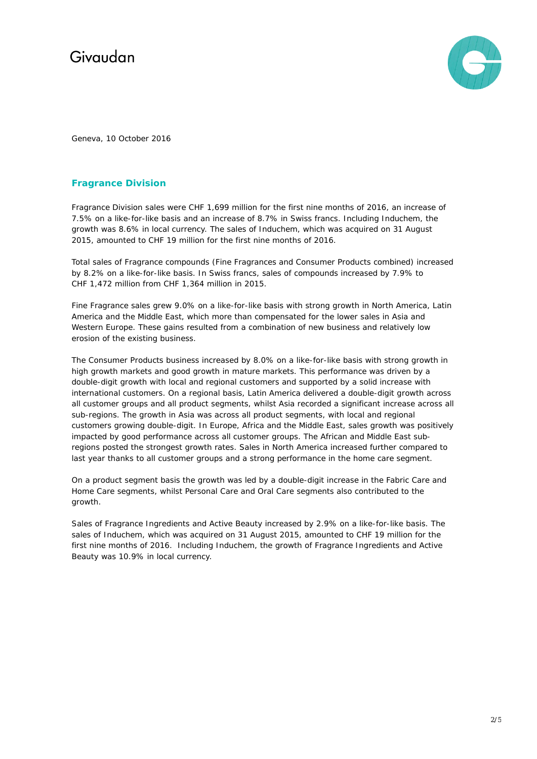Geneva, 10 October 2016

## Fragrance Division

Fragrance Division sales were CHF 1,699 million for the first nine months of 2016, an increase of 7.5% on a like-for-like basis and an increase of 8.7% in Swiss francs. Including Induchem, the growth was 8.6% in local currency. The sales of Induchem, which was acquired on 31 August 2015, amounted to CHF 19 million for the first nine months of 2016.

Total sales of Fragrance compounds (Fine Fragrances and Consumer Products combined) increased by 8.2% on a like-for-like basis. In Swiss francs, sales of compounds increased by 7.9% to CHF 1,472 million from CHF 1,364 million in 2015.

Fine Fragrance sales grew 9.0% on a like-for-like basis with strong growth in North America, Latin America and the Middle East, which more than compensated for the lower sales in Asia and Western Europe. These gains resulted from a combination of new business and relatively low erosion of the existing business.

The Consumer Products business increased by 8.0% on a like-for-like basis with strong growth in high growth markets and good growth in mature markets. This performance was driven by a double-digit growth with local and regional customers and supported by a solid increase with international customers. On a regional basis, Latin America delivered a double-digit growth across all customer groups and all product segments, whilst Asia recorded a significant increase across all sub-regions. The growth in Asia was across all product segments, with local and regional customers growing double-digit. In Europe, Africa and the Middle East, sales growth was positively impacted by good performance across all customer groups. The African and Middle East sub-regions posted the strongest growth rates. Sales in North America increased further compared to last year thanks to all customer groups and a strong performance in the home care segment.

On a product segment basis the growth was led by a double-digit increase in the Fabric Care and Home Care segments, whilst Personal Care and Oral Care segments also contributed to the growth.

Sales of Fragrance Ingredients and Active Beauty increased by 2.9% on a like-for-like basis. The sales of Induchem, which was acquired on 31 August 2015, amounted to CHF 19 million for the first nine months of 2016. Including Induchem, the growth of Fragrance Ingredients and Active Beauty was 10.9% in local currency.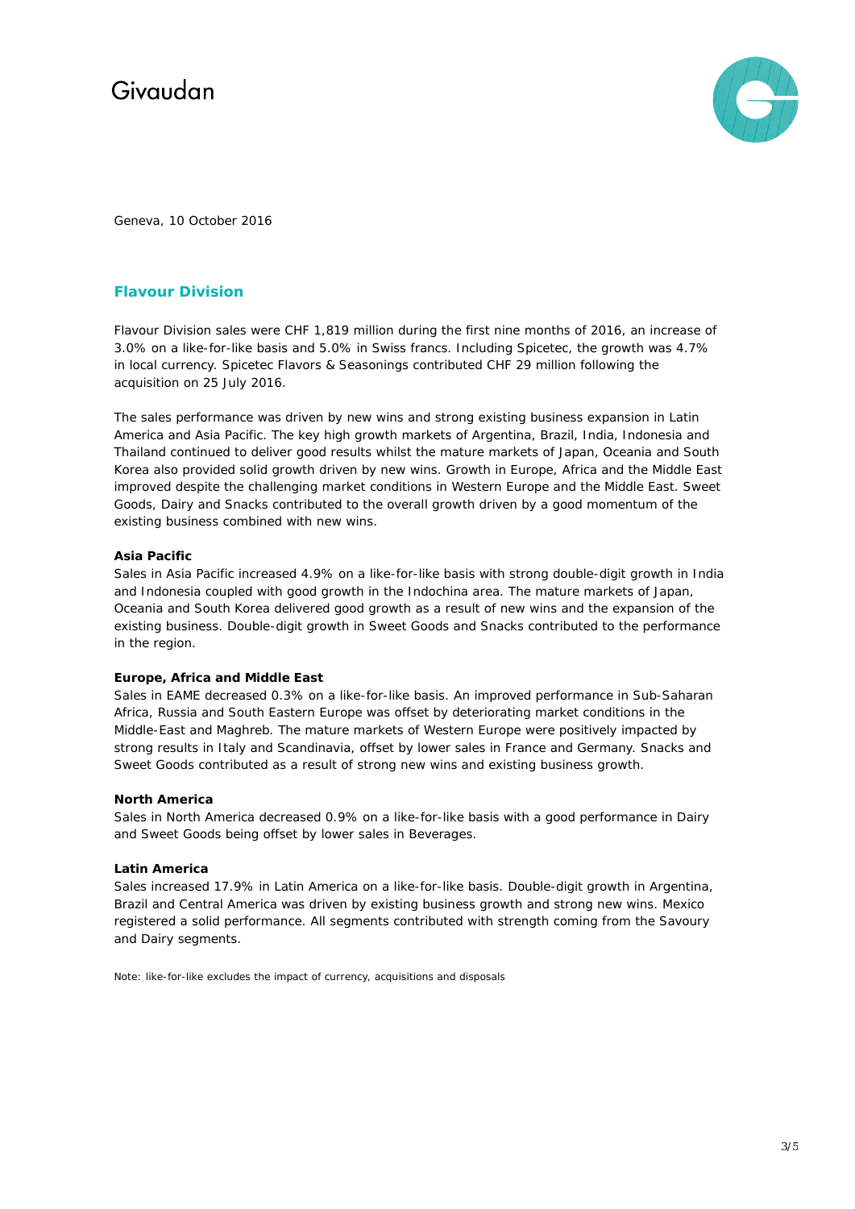Geneva, 10 October 2016

## Flavour Division

Flavour Division sales were CHF 1,819 million during the first nine months of 2016, an increase of 3.0% on a like-for-like basis and 5.0% in Swiss francs. Including Spicetec, the growth was 4.7% in local currency. Spicetec Flavors & Seasonings contributed CHF 29 million following the acquisition on 25 July 2016.

The sales performance was driven by new wins and strong existing business expansion in Latin America and Asia Pacific. The key high growth markets of Argentina, Brazil, India, Indonesia and Thailand continued to deliver good results whilst the mature markets of Japan, Oceania and South Korea also provided solid growth driven by new wins. Growth in Europe, Africa and the Middle East improved despite the challenging market conditions in Western Europe and the Middle East. Sweet Goods, Dairy and Snacks contributed to the overall growth driven by a good momentum of the existing business combined with new wins.

**Asia Pacific**

Sales in Asia Pacific increased 4.9% on a like-for-like basis with strong double-digit growth in India and Indonesia coupled with good growth in the Indochina area. The mature markets of Japan, Oceania and South Korea delivered good growth as a result of new wins and the expansion of the existing business. Double-digit growth in Sweet Goods and Snacks contributed to the performance in the region.

**Europe, Africa and Middle East**

Sales in EAME decreased 0.3% on a like-for-like basis. An improved performance in Sub-Saharan Africa, Russia and South Eastern Europe was offset by deteriorating market conditions in the Middle-East and Maghreb. The mature markets of Western Europe were positively impacted by strong results in Italy and Scandinavia, offset by lower sales in France and Germany. Snacks and Sweet Goods contributed as a result of strong new wins and existing business growth.

**North America**

Sales in North America decreased 0.9% on a like-for-like basis with a good performance in Dairy and Sweet Goods being offset by lower sales in Beverages.

**Latin America**

Sales increased 17.9% in Latin America on a like-for-like basis. Double-digit growth in Argentina, Brazil and Central America was driven by existing business growth and strong new wins. Mexico registered a solid performance. All segments contributed with strength coming from the Savoury and Dairy segments.

Note: like-for-like excludes the impact of currency, acquisitions and disposals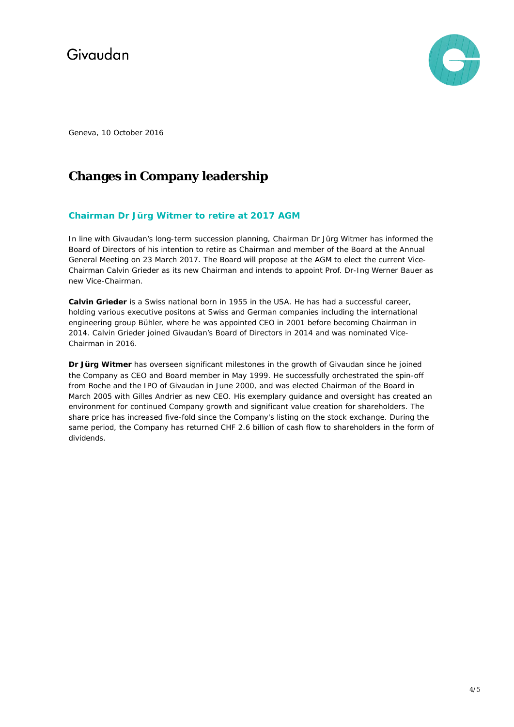Givaudan

Geneva, 10 October 2016

# Changes in Company leadership

### Chairman Dr Jürg Witmer to retire at 2017 AGM

In line with Givaudan's long-term succession planning, Chairman Dr Jürg Witmer has informed the Board of Directors of his intention to retire as Chairman and member of the Board at the Annual General Meeting on 23 March 2017. The Board will propose at the AGM to elect the current Vice-Chairman Calvin Grieder as its new Chairman and intends to appoint Prof. Dr-Ing Werner Bauer as new Vice-Chairman.

**Calvin Grieder** is a Swiss national born in 1955 in the USA. He has had a successful career, holding various executive positons at Swiss and German companies including the international engineering group Bühler, where he was appointed CEO in 2001 before becoming Chairman in 2014. Calvin Grieder joined Givaudan's Board of Directors in 2014 and was nominated Vice-Chairman in 2016.

**Dr Jürg Witmer** has overseen significant milestones in the growth of Givaudan since he joined the Company as CEO and Board member in May 1999. He successfully orchestrated the spin-off from Roche and the IPO of Givaudan in June 2000, and was elected Chairman of the Board in March 2005 with Gilles Andrier as new CEO. His exemplary guidance and oversight has created an environment for continued Company growth and significant value creation for shareholders. The share price has increased five-fold since the Company's listing on the stock exchange. During the same period, the Company has returned CHF 2.6 billion of cash flow to shareholders in the form of dividends.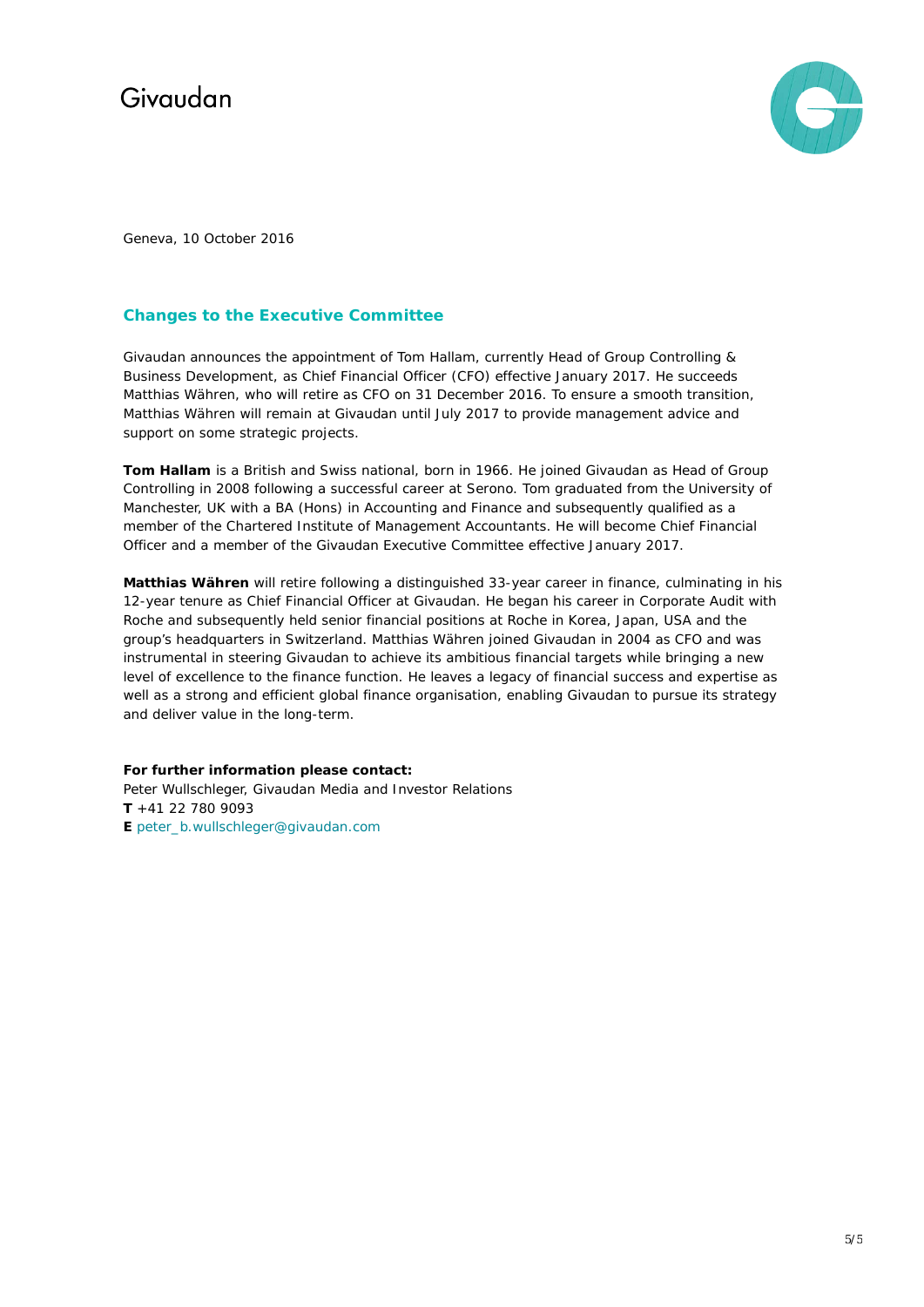Givaudan

Geneva, 10 October 2016

## Changes to the Executive Committee

Givaudan announces the appointment of Tom Hallam, currently Head of Group Controlling & Business Development, as Chief Financial Officer (CFO) effective January 2017. He succeeds Matthias Währen, who will retire as CFO on 31 December 2016. To ensure a smooth transition, Matthias Währen will remain at Givaudan until July 2017 to provide management advice and support on some strategic projects.

**Tom Hallam** is a British and Swiss national, born in 1966. He joined Givaudan as Head of Group Controlling in 2008 following a successful career at Serono. Tom graduated from the University of Manchester, UK with a BA (Hons) in Accounting and Finance and subsequently qualified as a member of the Chartered Institute of Management Accountants. He will become Chief Financial Officer and a member of the Givaudan Executive Committee effective January 2017.

**Matthias Währen** will retire following a distinguished 33-year career in finance, culminating in his 12-year tenure as Chief Financial Officer at Givaudan. He began his career in Corporate Audit with Roche and subsequently held senior financial positions at Roche in Korea, Japan, USA and the group's headquarters in Switzerland. Matthias Währen joined Givaudan in 2004 as CFO and was instrumental in steering Givaudan to achieve its ambitious financial targets while bringing a new level of excellence to the finance function. He leaves a legacy of financial success and expertise as well as a strong and efficient global finance organisation, enabling Givaudan to pursue its strategy and deliver value in the long-term.

**For further information please contact:**
Peter Wullschleger, Givaudan Media and Investor Relations
**T** +41 22 780 9093
**E** peter_b.wullschleger@givaudan.com